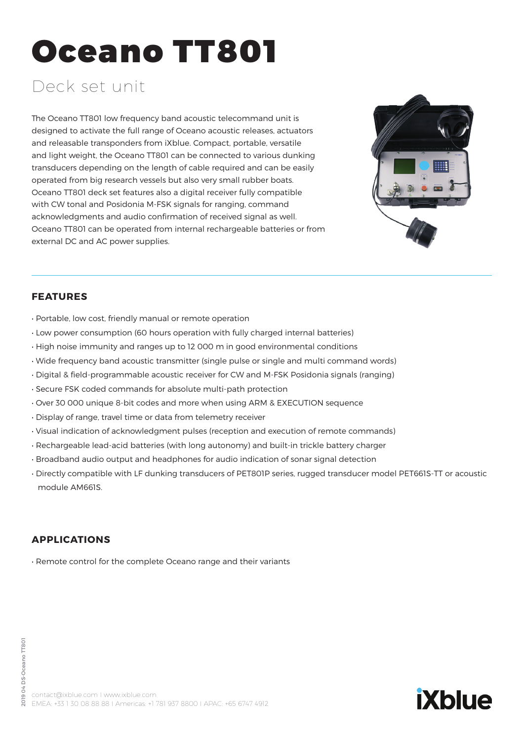# Oceano TT801

## Deck set unit

The Oceano TT801 low frequency band acoustic telecommand unit is designed to activate the full range of Oceano acoustic releases, actuators and releasable transponders from iXblue. Compact, portable, versatile and light weight, the Oceano TT801 can be connected to various dunking transducers depending on the length of cable required and can be easily operated from big research vessels but also very small rubber boats. Oceano TT801 deck set features also a digital receiver fully compatible with CW tonal and Posidonia M-FSK signals for ranging, command acknowledgments and audio confirmation of received signal as well. Oceano TT801 can be operated from internal rechargeable batteries or from external DC and AC power supplies.

### FEATURES

- Portable, low cost, friendly manual or remote operation
- Low power consumption (60 hours operation with fully charged internal batteries)
- High noise immunity and ranges up to 12 000 m in good environmental conditions
- Wide frequency band acoustic transmitter (single pulse or single and multi command words)
- Digital & field-programmable acoustic receiver for CW and M-FSK Posidonia signals (ranging)
- Secure FSK coded commands for absolute multi-path protection
- Over 30 000 unique 8-bit codes and more when using ARM & EXECUTION sequence
- Display of range, travel time or data from telemetry receiver
- Visual indication of acknowledgment pulses (reception and execution of remote commands)
- Rechargeable lead-acid batteries (with long autonomy) and built-in trickle battery charger
- Broadband audio output and headphones for audio indication of sonar signal detection
- Directly compatible with LF dunking transducers of PET801P series, rugged transducer model PET661S-TT or acoustic module AM661S.

### APPLICATIONS

- Remote control for the complete Oceano range and their variants

contact@ixblue.com | www.ixblue.com
EMEA: +33 1 30 08 88 88 | Americas: +1 781 937 8800 | APAC: +65 6747 4912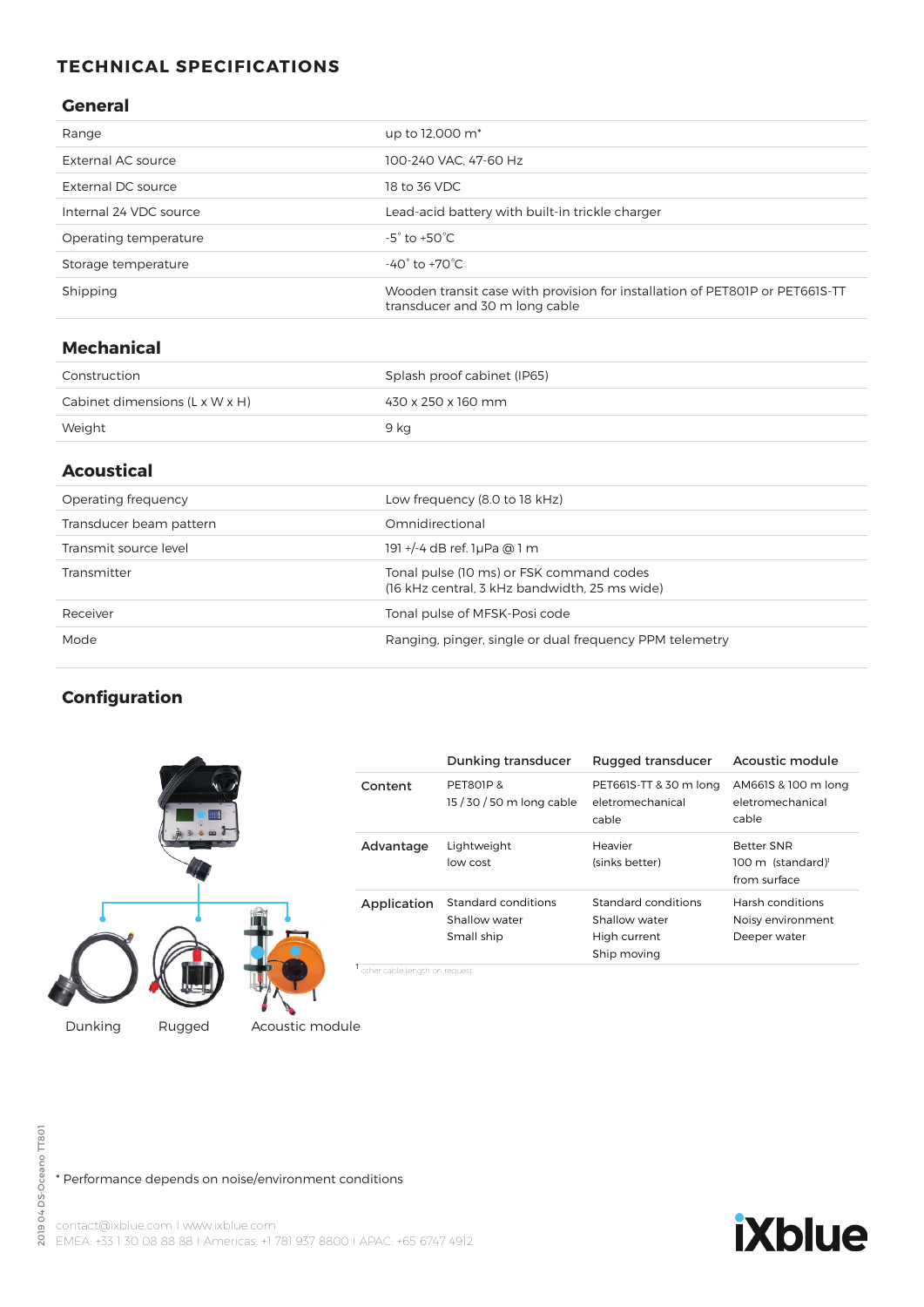# TECHNICAL SPECIFICATIONS

## General

| | |
|---|---|
| Range | up to 12,000 m* |
| External AC source | 100-240 VAC, 47-60 Hz |
| External DC source | 18 to 36 VDC |
| Internal 24 VDC source | Lead-acid battery with built-in trickle charger |
| Operating temperature | -5° to +50°C |
| Storage temperature | -40° to +70°C |
| Shipping | Wooden transit case with provision for installation of PET801P or PET661S-TT transducer and 30 m long cable |

## Mechanical

| | |
|---|---|
| Construction | Splash proof cabinet (IP65) |
| Cabinet dimensions (L x W x H) | 430 x 250 x 160 mm |
| Weight | 9 kg |

## Acoustical

| | |
|---|---|
| Operating frequency | Low frequency (8.0 to 18 kHz) |
| Transducer beam pattern | Omnidirectional |
| Transmit source level | 191 +/-4 dB ref. 1µPa @ 1 m |
| Transmitter | Tonal pulse (10 ms) or FSK command codes (16 kHz central, 3 kHz bandwidth, 25 ms wide) |
| Receiver | Tonal pulse of MFSK-Posi code |
| Mode | Ranging, pinger, single or dual frequency PPM telemetry |

## Configuration

Dunking  Rugged  Acoustic module

| | Dunking transducer | Rugged transducer | Acoustic module |
|---|---|---|---|
| **Content** | PET801P & 15 / 30 / 50 m long cable | PET661S-TT & 30 m long eletromechanical cable | AM661S & 100 m long eletromechanical cable |
| **Advantage** | Lightweight low cost | Heavier (sinks better) | Better SNR 100 m (standard)[1] from surface |
| **Application** | Standard conditions Shallow water Small ship | Standard conditions Shallow water High current Ship moving | Harsh conditions Noisy environment Deeper water |

[1] other cable length on request

* Performance depends on noise/environment conditions

contact@ixblue.com I www.ixblue.com
EMEA: +33 1 30 08 88 88 I Americas: +1 781 937 8800 I APAC: +65 6747 4912

iXblue

2019 04 DS-Oceano TT801